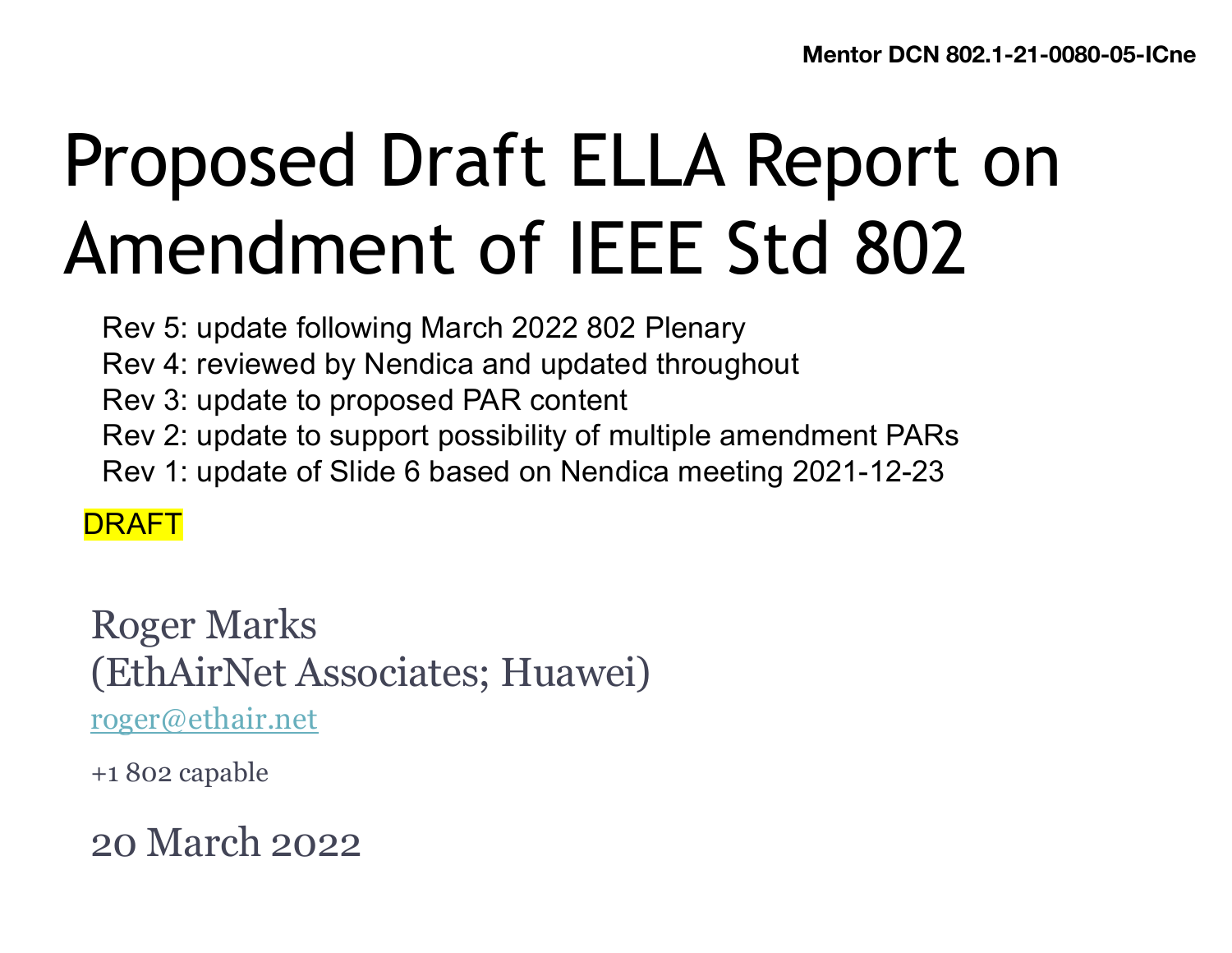Mentor DCN 802.1-21-0080-05-ICne

# Proposed Draft ELLA Report on Amendment of IEEE Std 802

Rev 5: update following March 2022 802 Plenary
Rev 4: reviewed by Nendica and updated throughout
Rev 3: update to proposed PAR content
Rev 2: update to support possibility of multiple amendment PARs
Rev 1: update of Slide 6 based on Nendica meeting 2021-12-23

DRAFT

Roger Marks
(EthAirNet Associates; Huawei)

roger@ethair.net

+1 802 capable

20 March 2022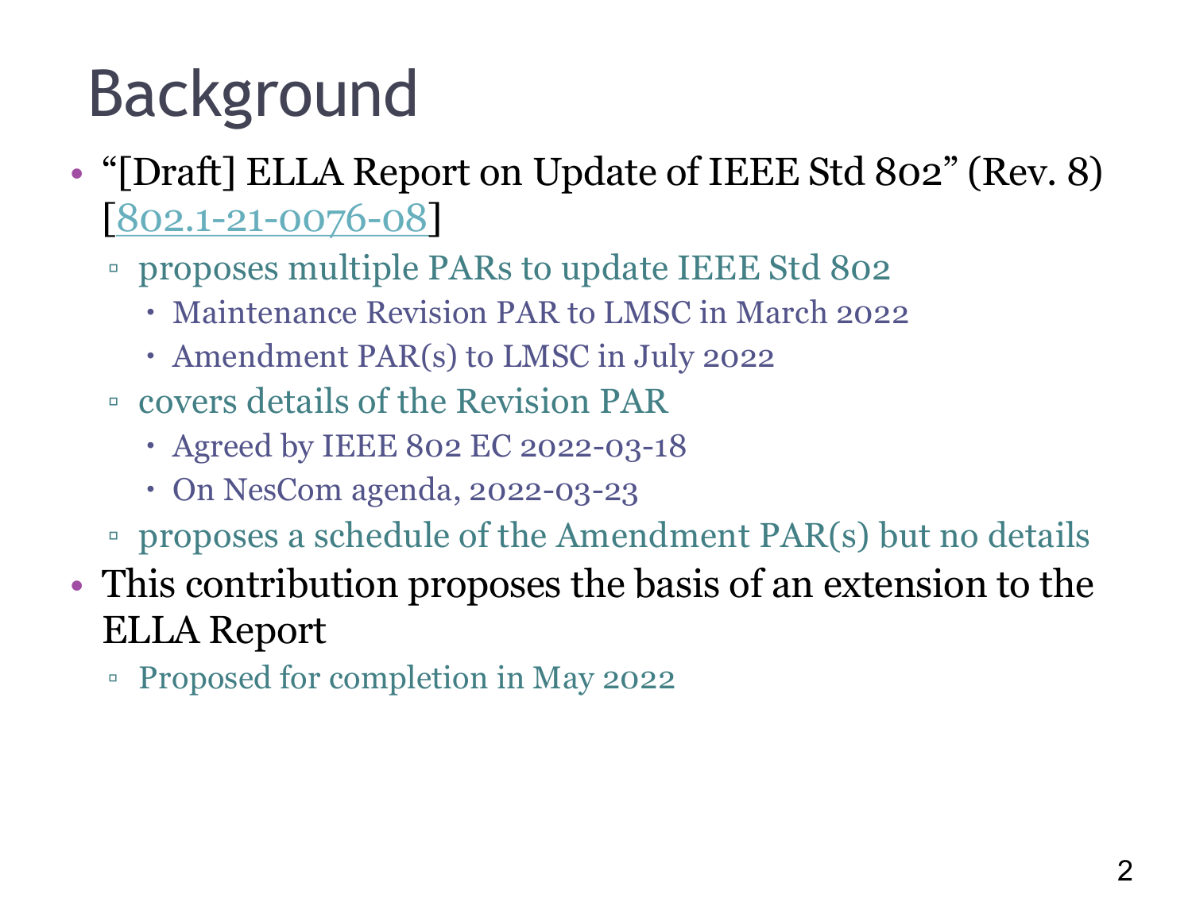# Background

- "[Draft] ELLA Report on Update of IEEE Std 802" (Rev. 8) [802.1-21-0076-08]
  - proposes multiple PARs to update IEEE Std 802
    - Maintenance Revision PAR to LMSC in March 2022
    - Amendment PAR(s) to LMSC in July 2022
  - covers details of the Revision PAR
    - Agreed by IEEE 802 EC 2022-03-18
    - On NesCom agenda, 2022-03-23
  - proposes a schedule of the Amendment PAR(s) but no details
- This contribution proposes the basis of an extension to the ELLA Report
  - Proposed for completion in May 2022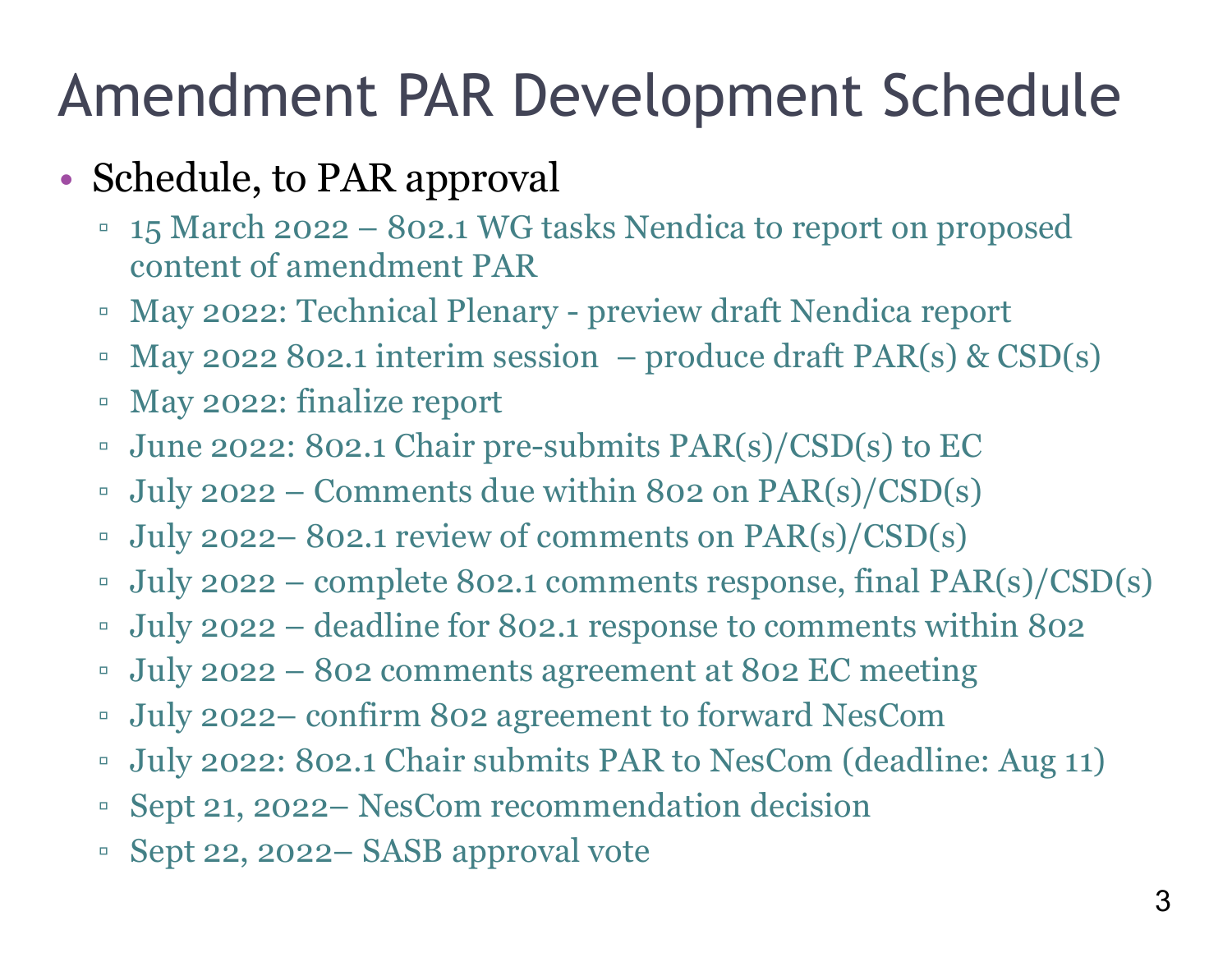# Amendment PAR Development Schedule

- Schedule, to PAR approval
  - 15 March 2022 – 802.1 WG tasks Nendica to report on proposed content of amendment PAR
  - May 2022: Technical Plenary - preview draft Nendica report
  - May 2022 802.1 interim session – produce draft PAR(s) & CSD(s)
  - May 2022: finalize report
  - June 2022: 802.1 Chair pre-submits PAR(s)/CSD(s) to EC
  - July 2022 – Comments due within 802 on PAR(s)/CSD(s)
  - July 2022– 802.1 review of comments on PAR(s)/CSD(s)
  - July 2022 – complete 802.1 comments response, final PAR(s)/CSD(s)
  - July 2022 – deadline for 802.1 response to comments within 802
  - July 2022 – 802 comments agreement at 802 EC meeting
  - July 2022– confirm 802 agreement to forward NesCom
  - July 2022: 802.1 Chair submits PAR to NesCom (deadline: Aug 11)
  - Sept 21, 2022– NesCom recommendation decision
  - Sept 22, 2022– SASB approval vote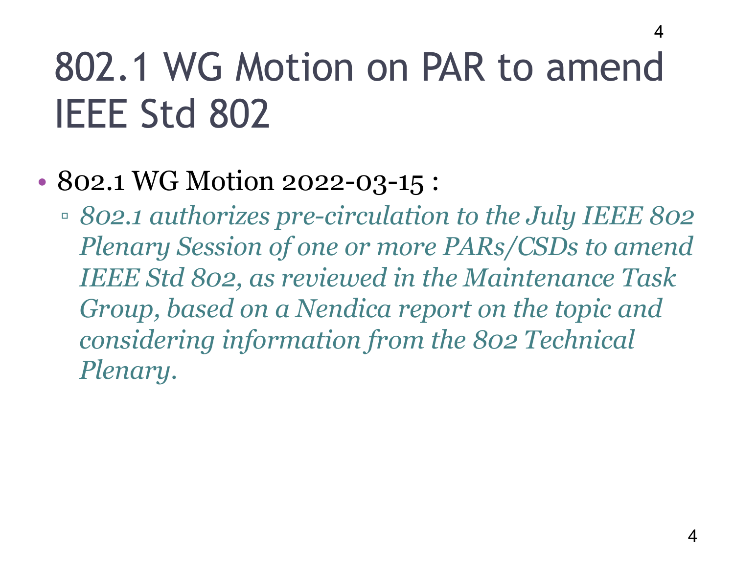# 802.1 WG Motion on PAR to amend IEEE Std 802

- 802.1 WG Motion 2022-03-15 :
  - *802.1 authorizes pre-circulation to the July IEEE 802 Plenary Session of one or more PARs/CSDs to amend IEEE Std 802, as reviewed in the Maintenance Task Group, based on a Nendica report on the topic and considering information from the 802 Technical Plenary.*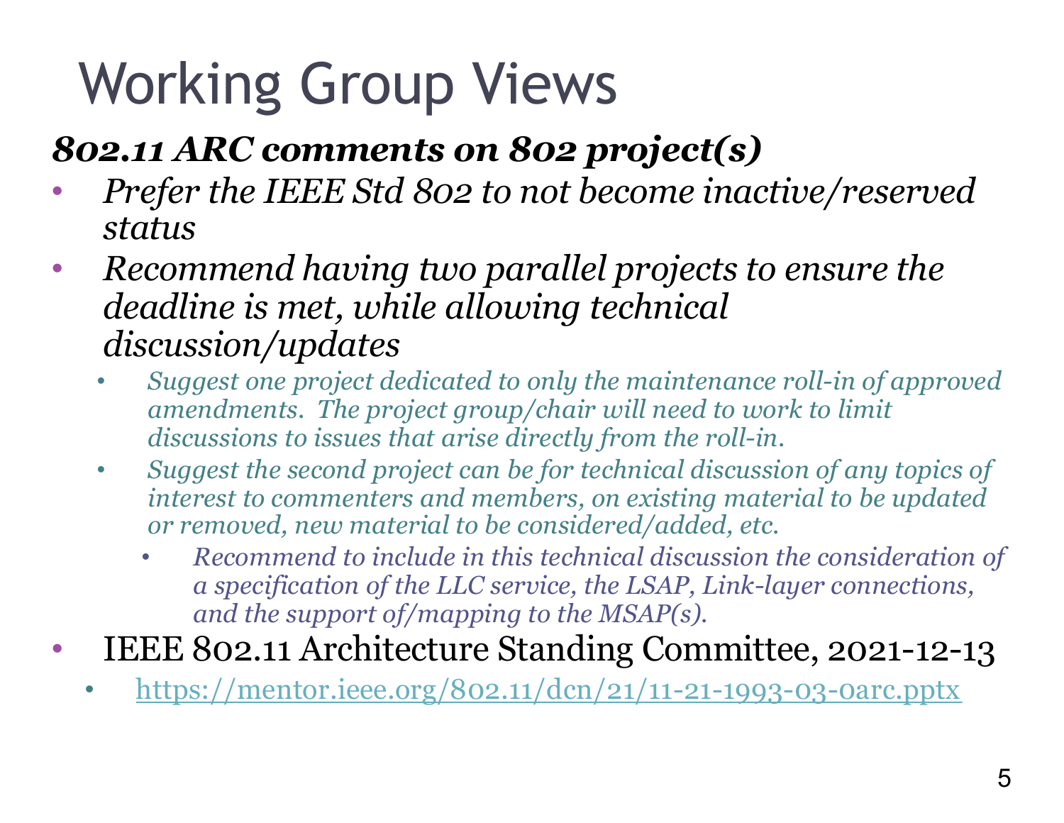# Working Group Views

***802.11 ARC comments on 802 project(s)***

- *Prefer the IEEE Std 802 to not become inactive/reserved status*
- *Recommend having two parallel projects to ensure the deadline is met, while allowing technical discussion/updates*
  - *Suggest one project dedicated to only the maintenance roll-in of approved amendments. The project group/chair will need to work to limit discussions to issues that arise directly from the roll-in.*
  - *Suggest the second project can be for technical discussion of any topics of interest to commenters and members, on existing material to be updated or removed, new material to be considered/added, etc.*
    - *Recommend to include in this technical discussion the consideration of a specification of the LLC service, the LSAP, Link-layer connections, and the support of/mapping to the MSAP(s).*
- IEEE 802.11 Architecture Standing Committee, 2021-12-13
  - https://mentor.ieee.org/802.11/dcn/21/11-21-1993-03-0arc.pptx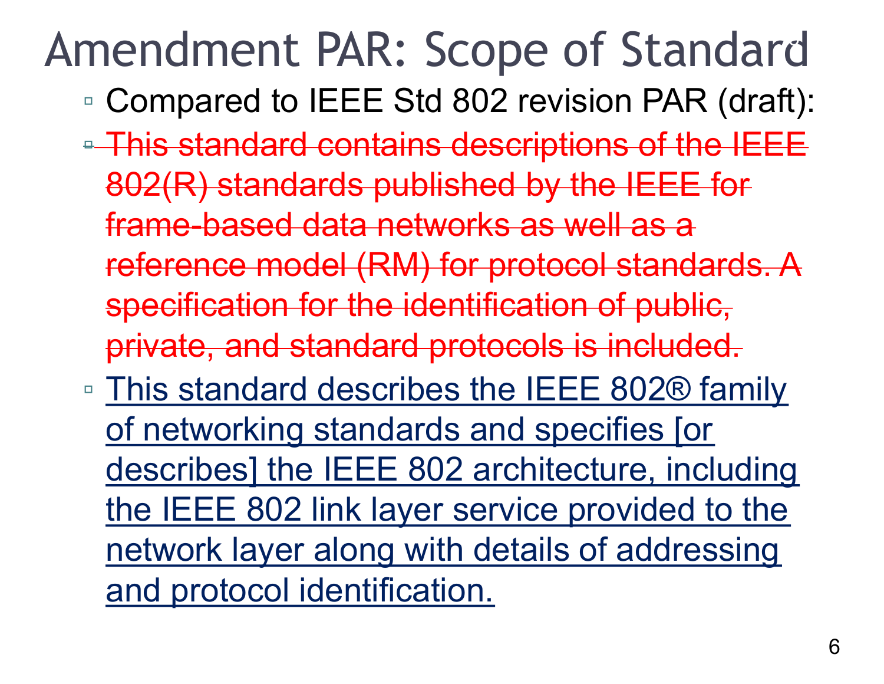# Amendment PAR: Scope of Standard

- Compared to IEEE Std 802 revision PAR (draft):
- ~~This standard contains descriptions of the IEEE 802(R) standards published by the IEEE for frame-based data networks as well as a reference model (RM) for protocol standards. A specification for the identification of public, private, and standard protocols is included.~~
- <u>This standard describes the IEEE 802® family of networking standards and specifies [or describes] the IEEE 802 architecture, including the IEEE 802 link layer service provided to the network layer along with details of addressing and protocol identification.</u>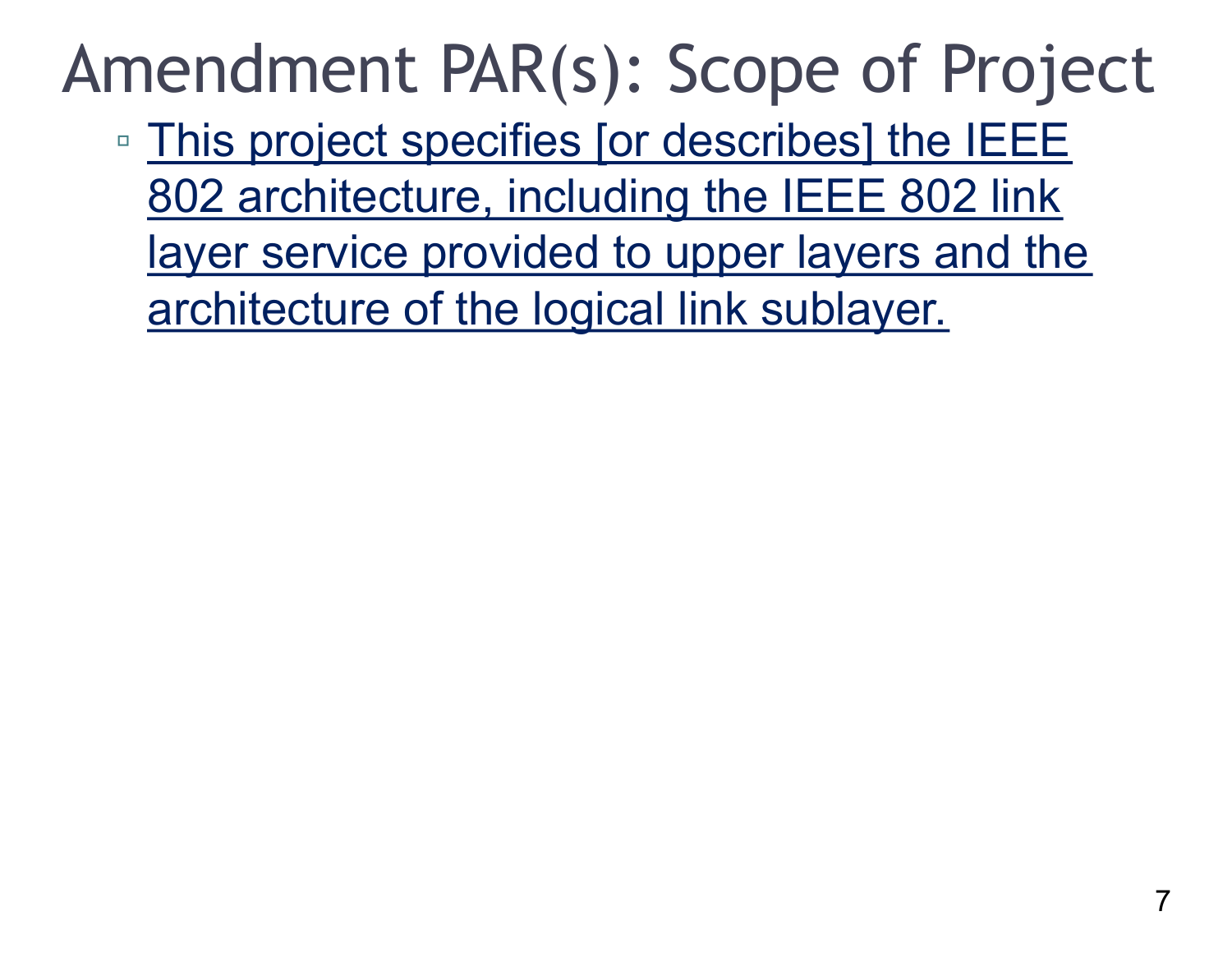# Amendment PAR(s): Scope of Project

- This project specifies [or describes] the IEEE 802 architecture, including the IEEE 802 link layer service provided to upper layers and the architecture of the logical link sublayer.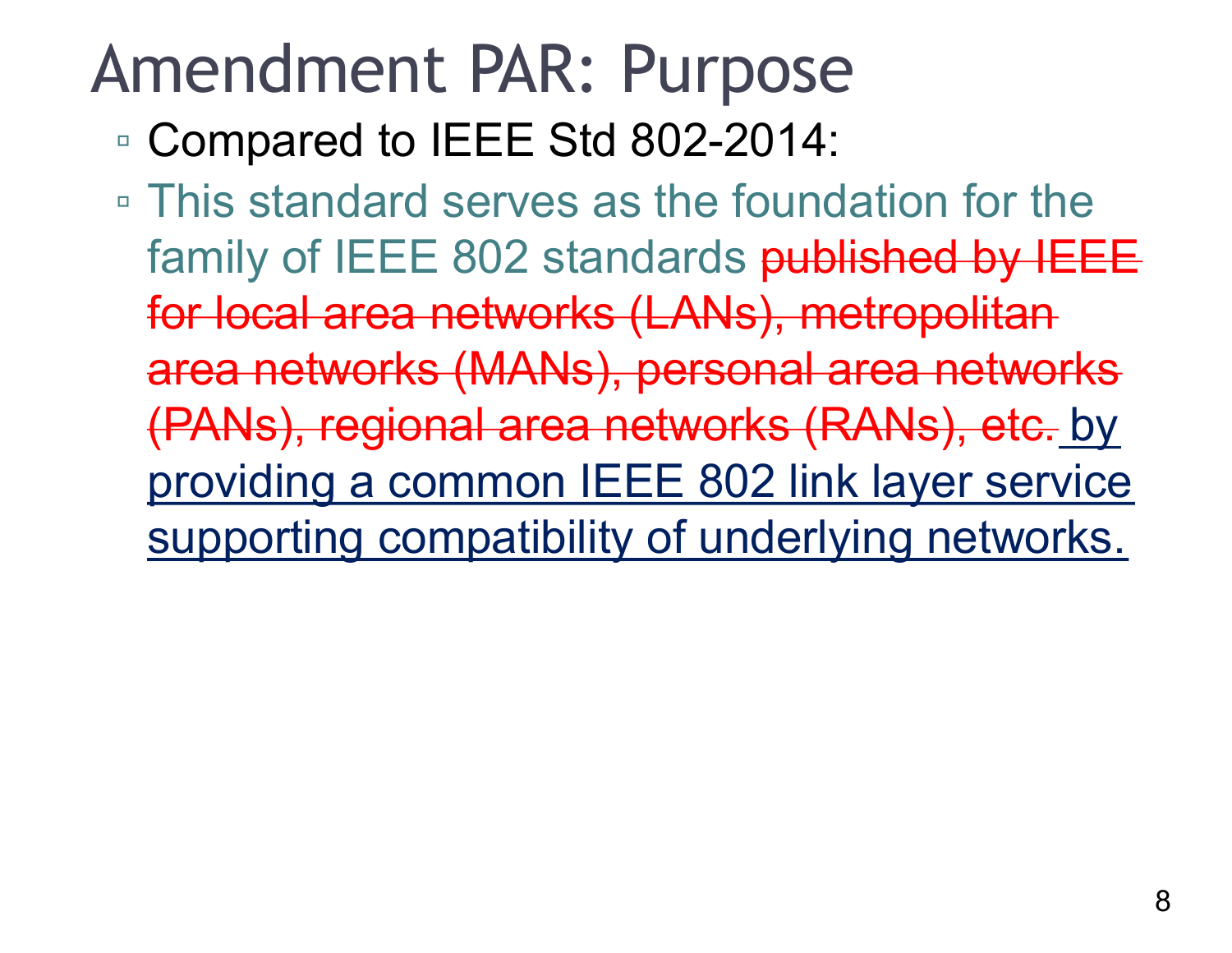# Amendment PAR: Purpose

- Compared to IEEE Std 802-2014:
- This standard serves as the foundation for the family of IEEE 802 standards ~~published by IEEE for local area networks (LANs), metropolitan area networks (MANs), personal area networks (PANs), regional area networks (RANs), etc.~~ <u>by providing a common IEEE 802 link layer service supporting compatibility of underlying networks.</u>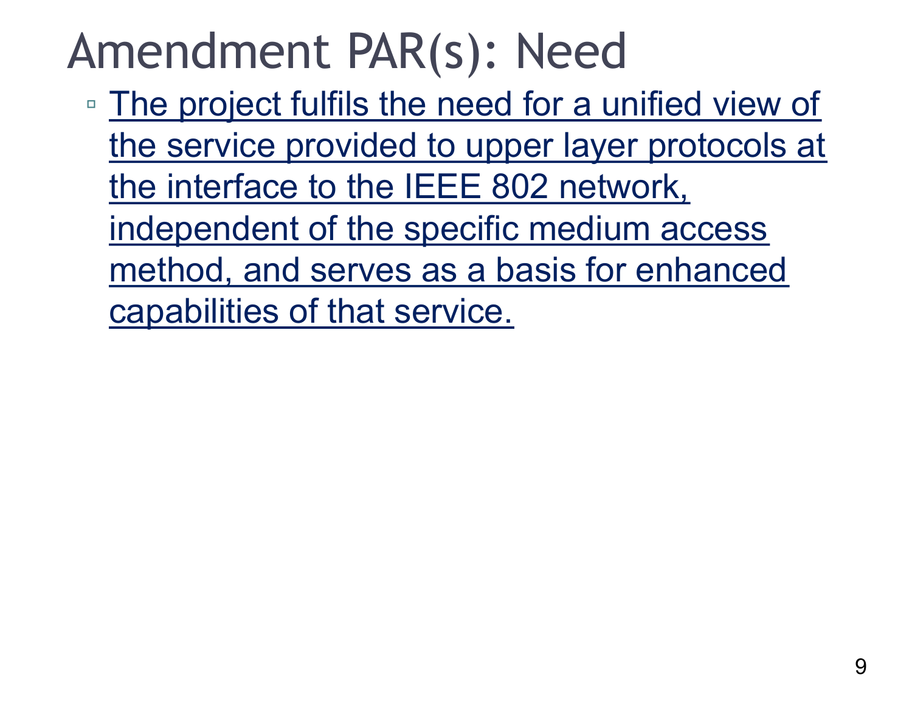# Amendment PAR(s): Need

- The project fulfils the need for a unified view of the service provided to upper layer protocols at the interface to the IEEE 802 network, independent of the specific medium access method, and serves as a basis for enhanced capabilities of that service.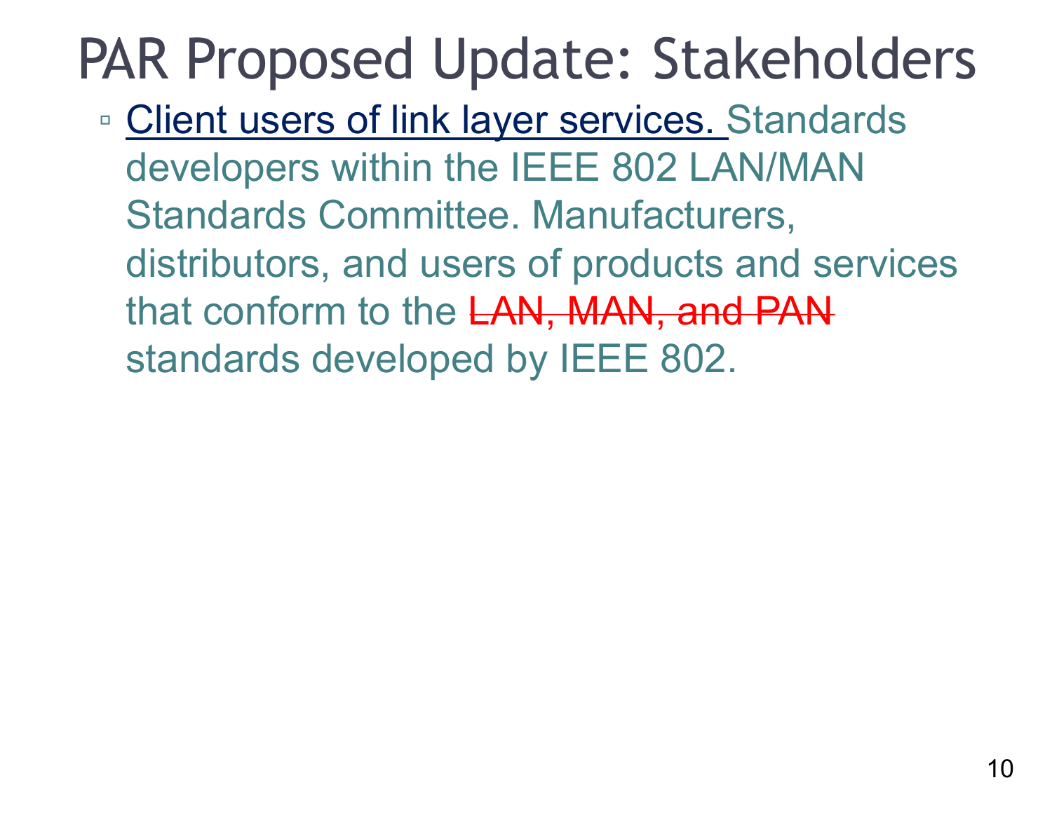# PAR Proposed Update: Stakeholders

- <u>Client users of link layer services.</u> Standards developers within the IEEE 802 LAN/MAN Standards Committee. Manufacturers, distributors, and users of products and services that conform to the ~~LAN, MAN, and PAN~~ standards developed by IEEE 802.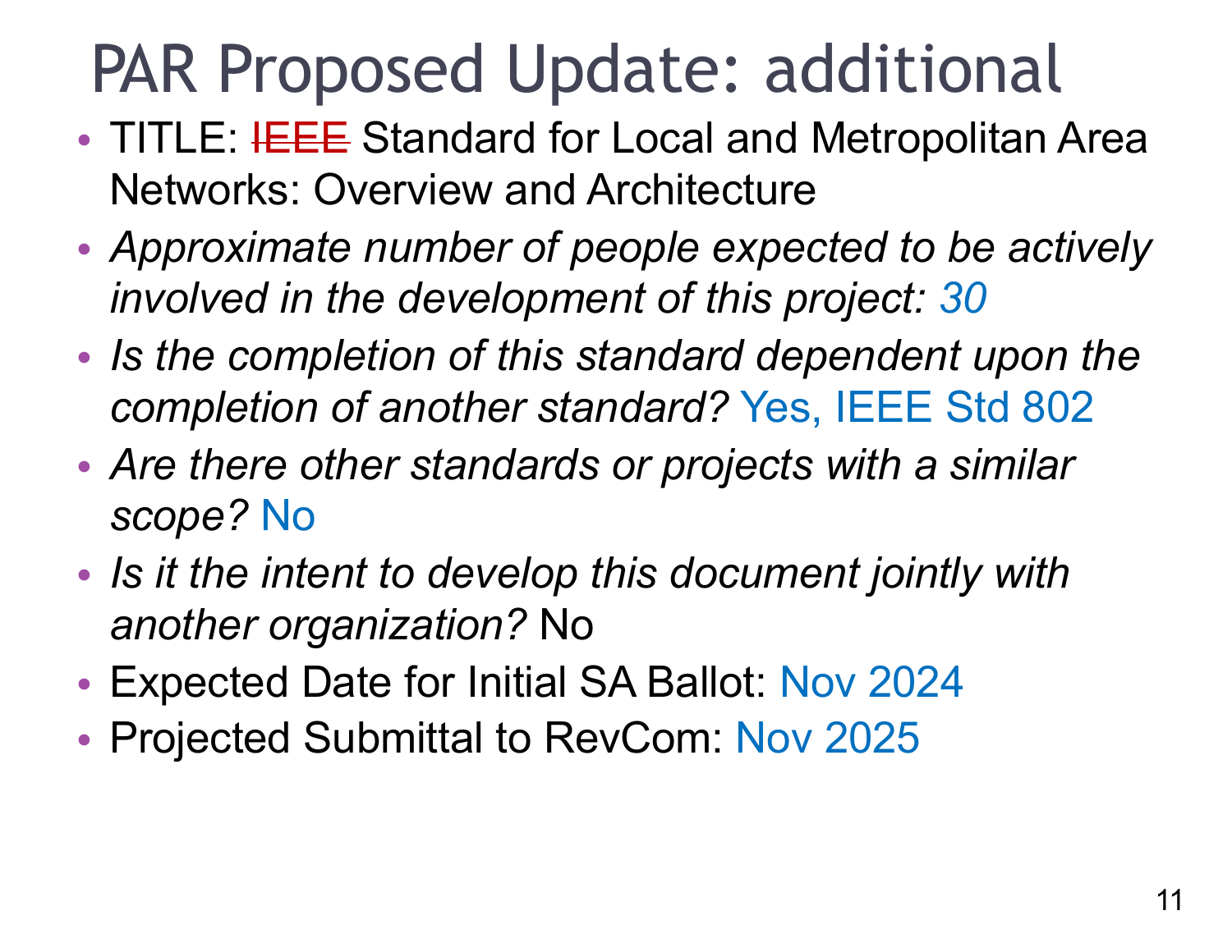# PAR Proposed Update: additional

- TITLE: ~~IEEE~~ Standard for Local and Metropolitan Area Networks: Overview and Architecture
- *Approximate number of people expected to be actively involved in the development of this project: 30*
- *Is the completion of this standard dependent upon the completion of another standard?* Yes, IEEE Std 802
- *Are there other standards or projects with a similar scope?* No
- *Is it the intent to develop this document jointly with another organization?* No
- Expected Date for Initial SA Ballot: Nov 2024
- Projected Submittal to RevCom: Nov 2025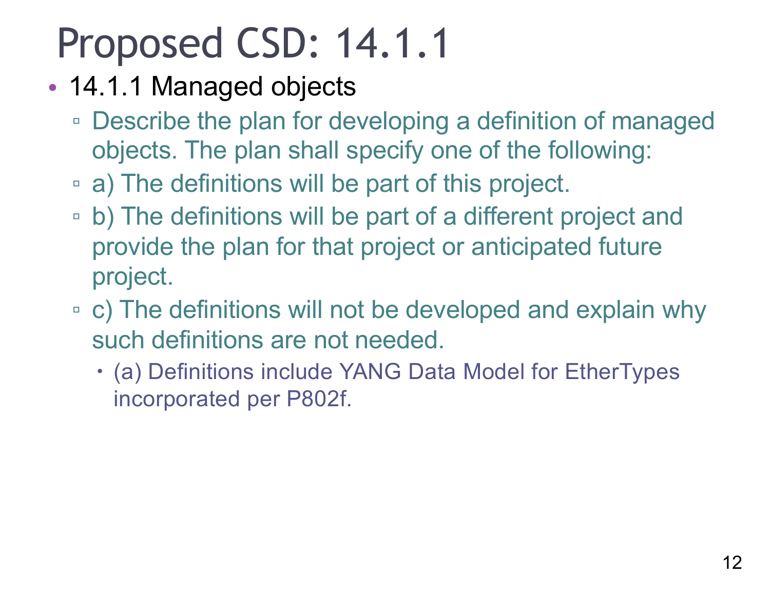# Proposed CSD: 14.1.1

- 14.1.1 Managed objects
  - Describe the plan for developing a definition of managed objects. The plan shall specify one of the following:
  - a) The definitions will be part of this project.
  - b) The definitions will be part of a different project and provide the plan for that project or anticipated future project.
  - c) The definitions will not be developed and explain why such definitions are not needed.
    - (a) Definitions include YANG Data Model for EtherTypes incorporated per P802f.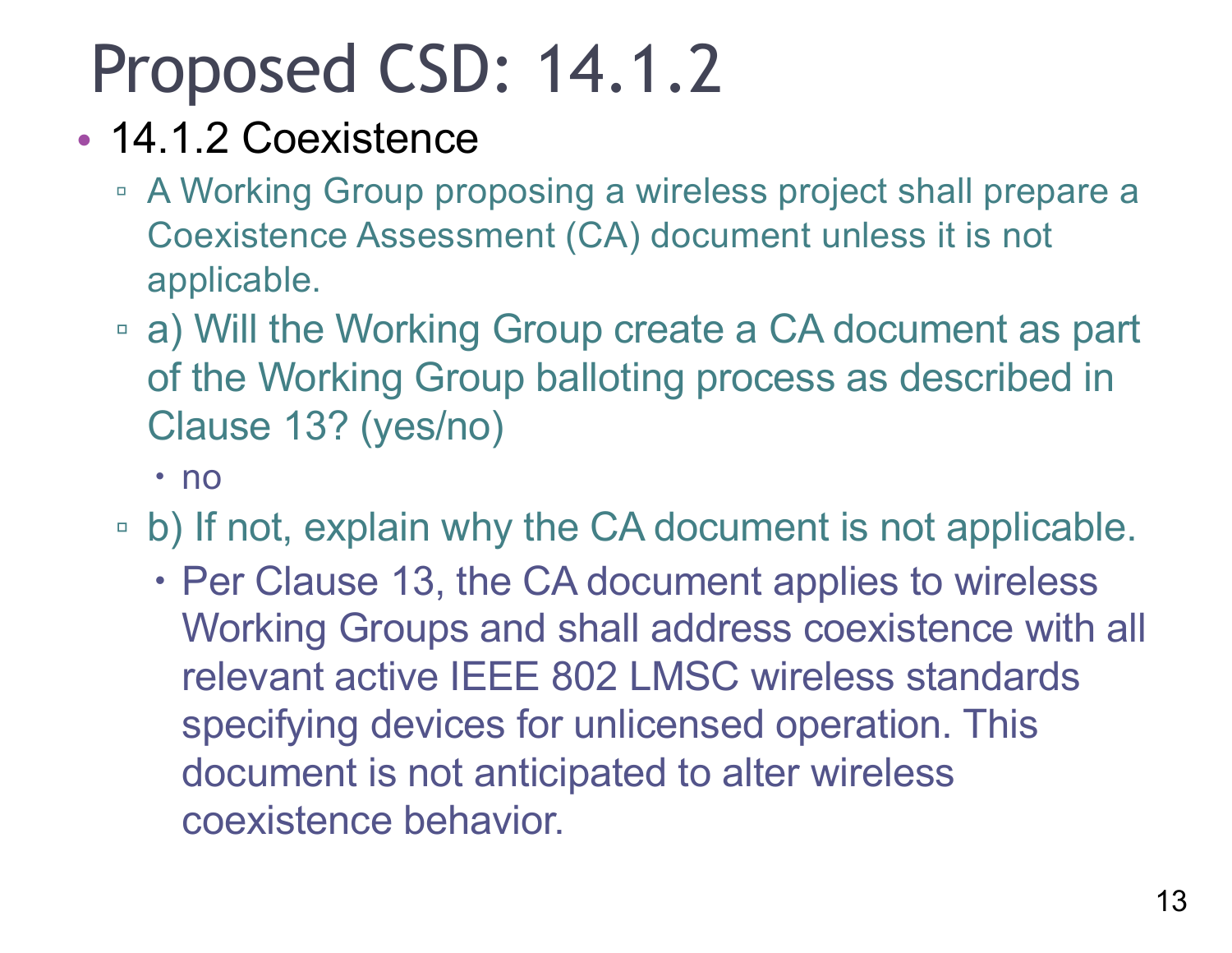# Proposed CSD: 14.1.2

- 14.1.2 Coexistence
  - A Working Group proposing a wireless project shall prepare a Coexistence Assessment (CA) document unless it is not applicable.
  - a) Will the Working Group create a CA document as part of the Working Group balloting process as described in Clause 13? (yes/no)
    - no
  - b) If not, explain why the CA document is not applicable.
    - Per Clause 13, the CA document applies to wireless Working Groups and shall address coexistence with all relevant active IEEE 802 LMSC wireless standards specifying devices for unlicensed operation. This document is not anticipated to alter wireless coexistence behavior.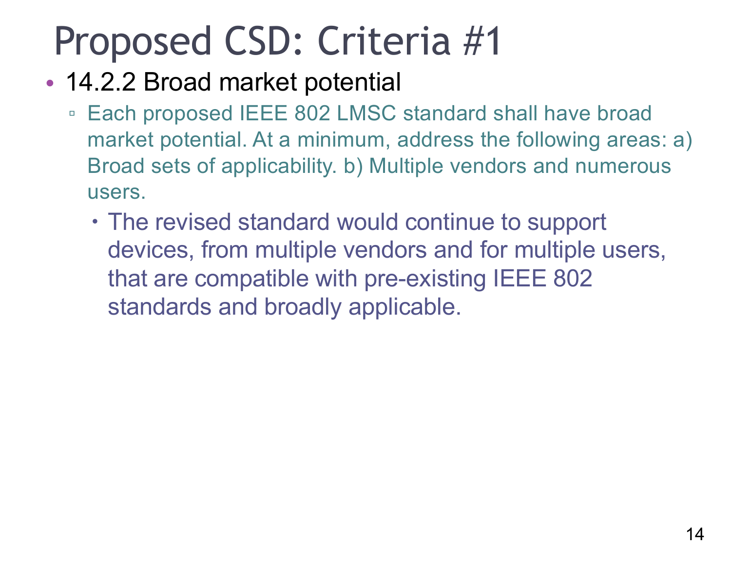# Proposed CSD: Criteria #1

- 14.2.2 Broad market potential
  - Each proposed IEEE 802 LMSC standard shall have broad market potential. At a minimum, address the following areas: a) Broad sets of applicability. b) Multiple vendors and numerous users.
    - The revised standard would continue to support devices, from multiple vendors and for multiple users, that are compatible with pre-existing IEEE 802 standards and broadly applicable.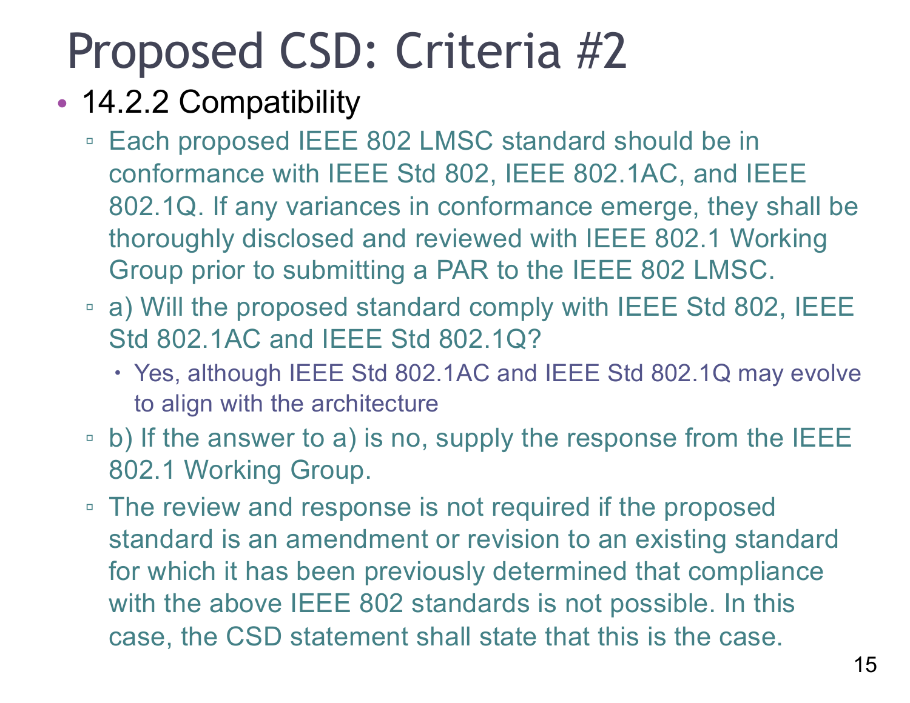# Proposed CSD: Criteria #2

- 14.2.2 Compatibility
  - Each proposed IEEE 802 LMSC standard should be in conformance with IEEE Std 802, IEEE 802.1AC, and IEEE 802.1Q. If any variances in conformance emerge, they shall be thoroughly disclosed and reviewed with IEEE 802.1 Working Group prior to submitting a PAR to the IEEE 802 LMSC.
  - a) Will the proposed standard comply with IEEE Std 802, IEEE Std 802.1AC and IEEE Std 802.1Q?
    - Yes, although IEEE Std 802.1AC and IEEE Std 802.1Q may evolve to align with the architecture
  - b) If the answer to a) is no, supply the response from the IEEE 802.1 Working Group.
  - The review and response is not required if the proposed standard is an amendment or revision to an existing standard for which it has been previously determined that compliance with the above IEEE 802 standards is not possible. In this case, the CSD statement shall state that this is the case.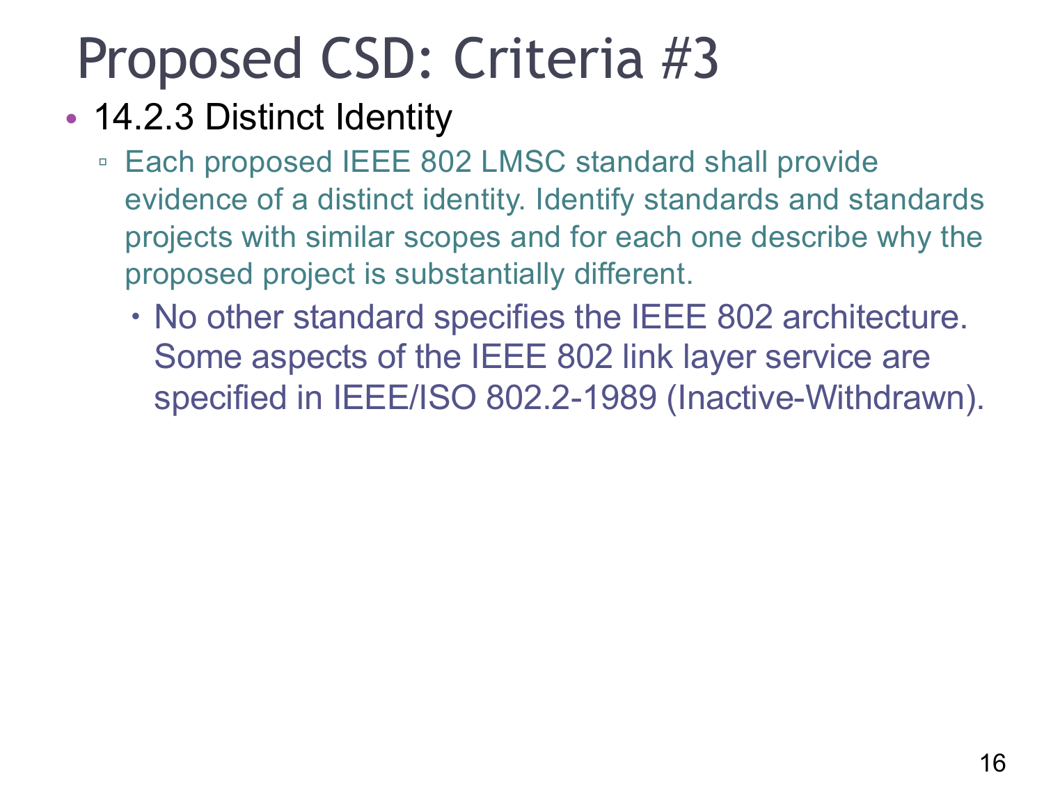# Proposed CSD: Criteria #3

- 14.2.3 Distinct Identity
  - Each proposed IEEE 802 LMSC standard shall provide evidence of a distinct identity. Identify standards and standards projects with similar scopes and for each one describe why the proposed project is substantially different.
    - No other standard specifies the IEEE 802 architecture. Some aspects of the IEEE 802 link layer service are specified in IEEE/ISO 802.2-1989 (Inactive-Withdrawn).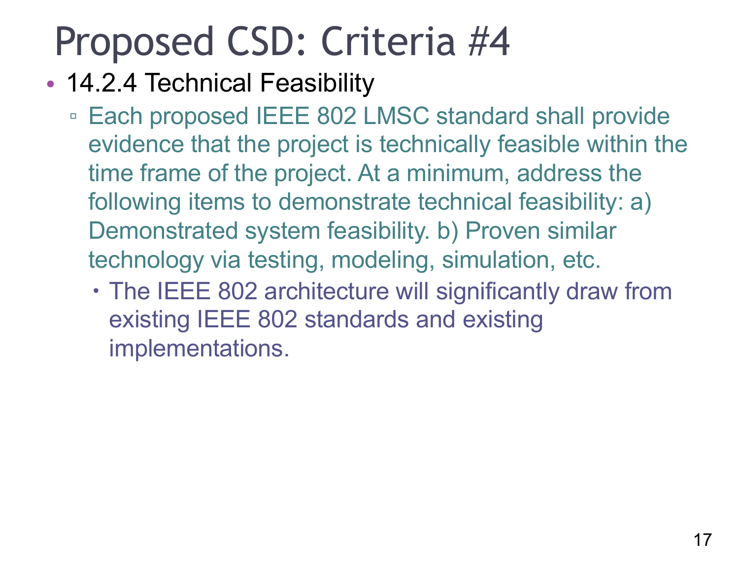# Proposed CSD: Criteria #4

- 14.2.4 Technical Feasibility
  - Each proposed IEEE 802 LMSC standard shall provide evidence that the project is technically feasible within the time frame of the project. At a minimum, address the following items to demonstrate technical feasibility: a) Demonstrated system feasibility. b) Proven similar technology via testing, modeling, simulation, etc.
    - The IEEE 802 architecture will significantly draw from existing IEEE 802 standards and existing implementations.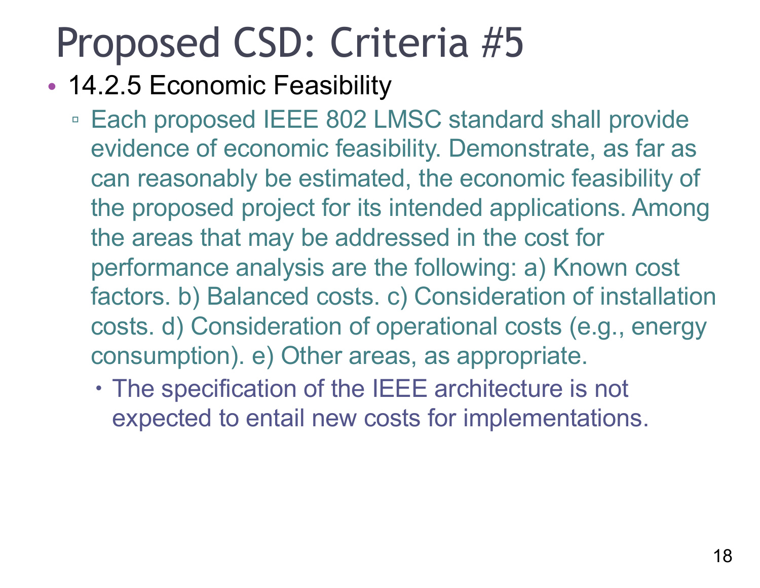# Proposed CSD: Criteria #5

- 14.2.5 Economic Feasibility
  - Each proposed IEEE 802 LMSC standard shall provide evidence of economic feasibility. Demonstrate, as far as can reasonably be estimated, the economic feasibility of the proposed project for its intended applications. Among the areas that may be addressed in the cost for performance analysis are the following: a) Known cost factors. b) Balanced costs. c) Consideration of installation costs. d) Consideration of operational costs (e.g., energy consumption). e) Other areas, as appropriate.
    - The specification of the IEEE architecture is not expected to entail new costs for implementations.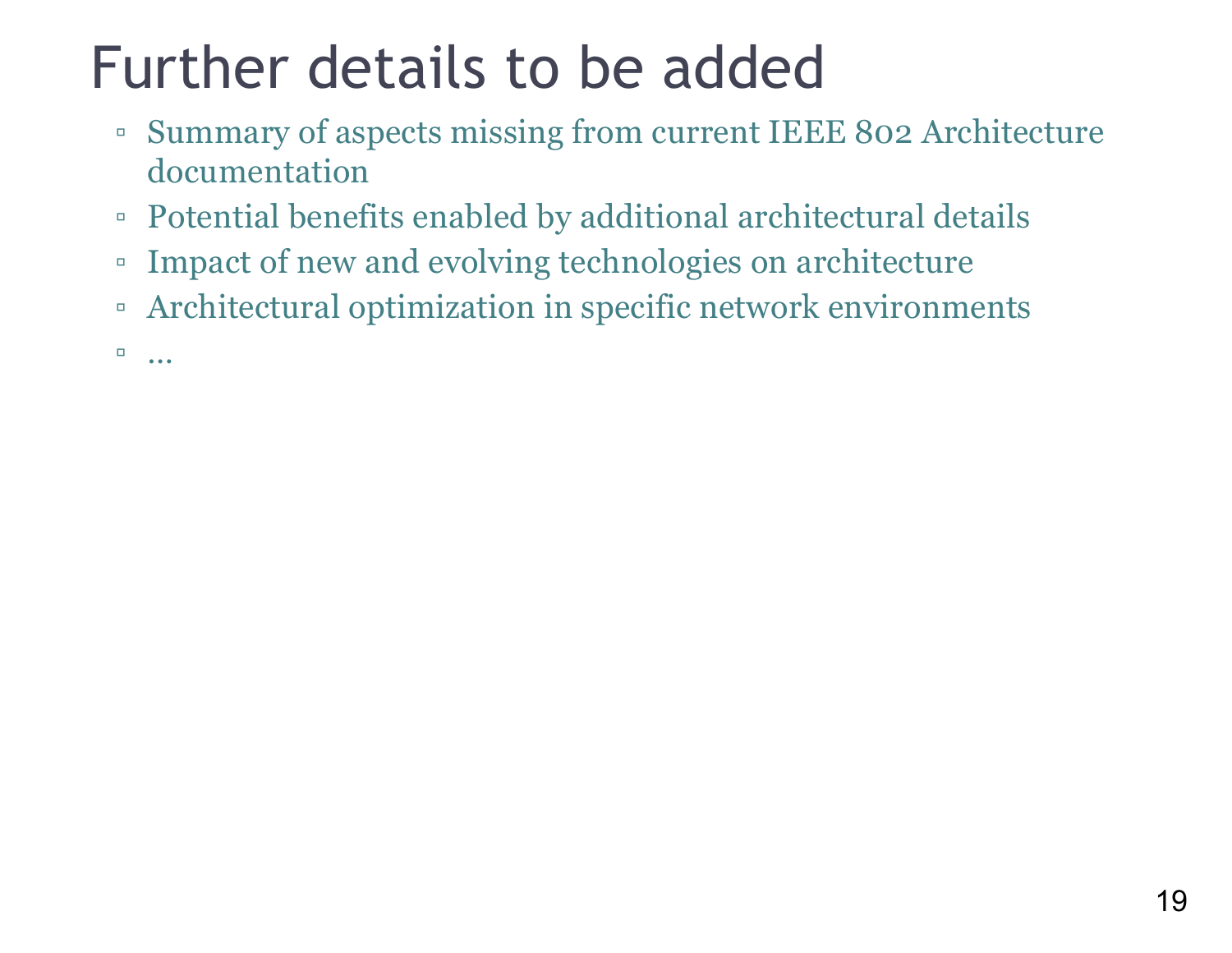# Further details to be added

- Summary of aspects missing from current IEEE 802 Architecture documentation
- Potential benefits enabled by additional architectural details
- Impact of new and evolving technologies on architecture
- Architectural optimization in specific network environments
- …